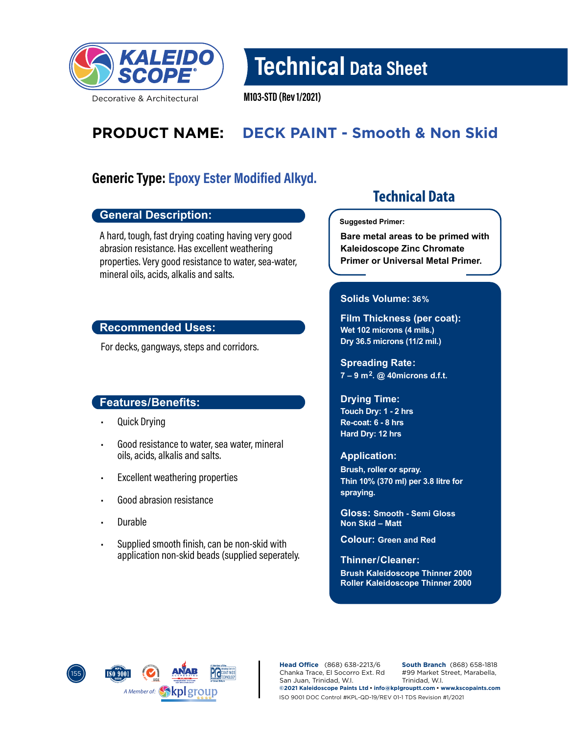KALEIDO SCOPE®

Decorative & Architectural

# Technical Data Sheet

M103-STD (Rev 1/2021)

## PRODUCT NAME: DECK PAINT - Smooth & Non Skid

### Generic Type: Epoxy Ester Modified Alkyd.

### General Description:

A hard, tough, fast drying coating having very good abrasion resistance. Has excellent weathering properties. Very good resistance to water, sea-water, mineral oils, acids, alkalis and salts.

### Recommended Uses:

For decks, gangways, steps and corridors.

### Features/Benefits:

- Quick Drying
- Good resistance to water, sea water, mineral oils, acids, alkalis and salts.
- Excellent weathering properties
- Good abrasion resistance
- Durable
- Supplied smooth finish, can be non-skid with application non-skid beads (supplied seperately.

## Technical Data

**Suggested Primer:**

**Bare metal areas to be primed with Kaleidoscope Zinc Chromate Primer or Universal Metal Primer.**

**Solids Volume:** 36%

**Film Thickness (per coat):**
Wet 102 microns (4 mils.)
Dry 36.5 microns (11/2 mil.)

**Spreading Rate:**
7 – 9 $m^2$. @ 40microns d.f.t.

**Drying Time:**
Touch Dry: 1 - 2 hrs
Re-coat: 6 - 8 hrs
Hard Dry: 12 hrs

**Application:**
Brush, roller or spray.
Thin 10% (370 ml) per 3.8 litre for spraying.

**Gloss:** Smooth - Semi Gloss
Non Skid – Matt

**Colour:** Green and Red

**Thinner/Cleaner:**
Brush Kaleidoscope Thinner 2000
Roller Kaleidoscope Thinner 2000

A Member of: kplgroup

**Head Office** (868) 638-2213/6
Chanka Trace, El Socorro Ext. Rd
San Juan, Trinidad, W.I.

**South Branch** (868) 658-1818
#99 Market Street, Marabella,
Trinidad, W.I.

**©2021 Kaleidoscope Paints Ltd • info@kplgrouptt.com • www.kscopaints.com**

ISO 9001 DOC Control #KPL-QD-19/REV 01-1 TDS Revision #1/2021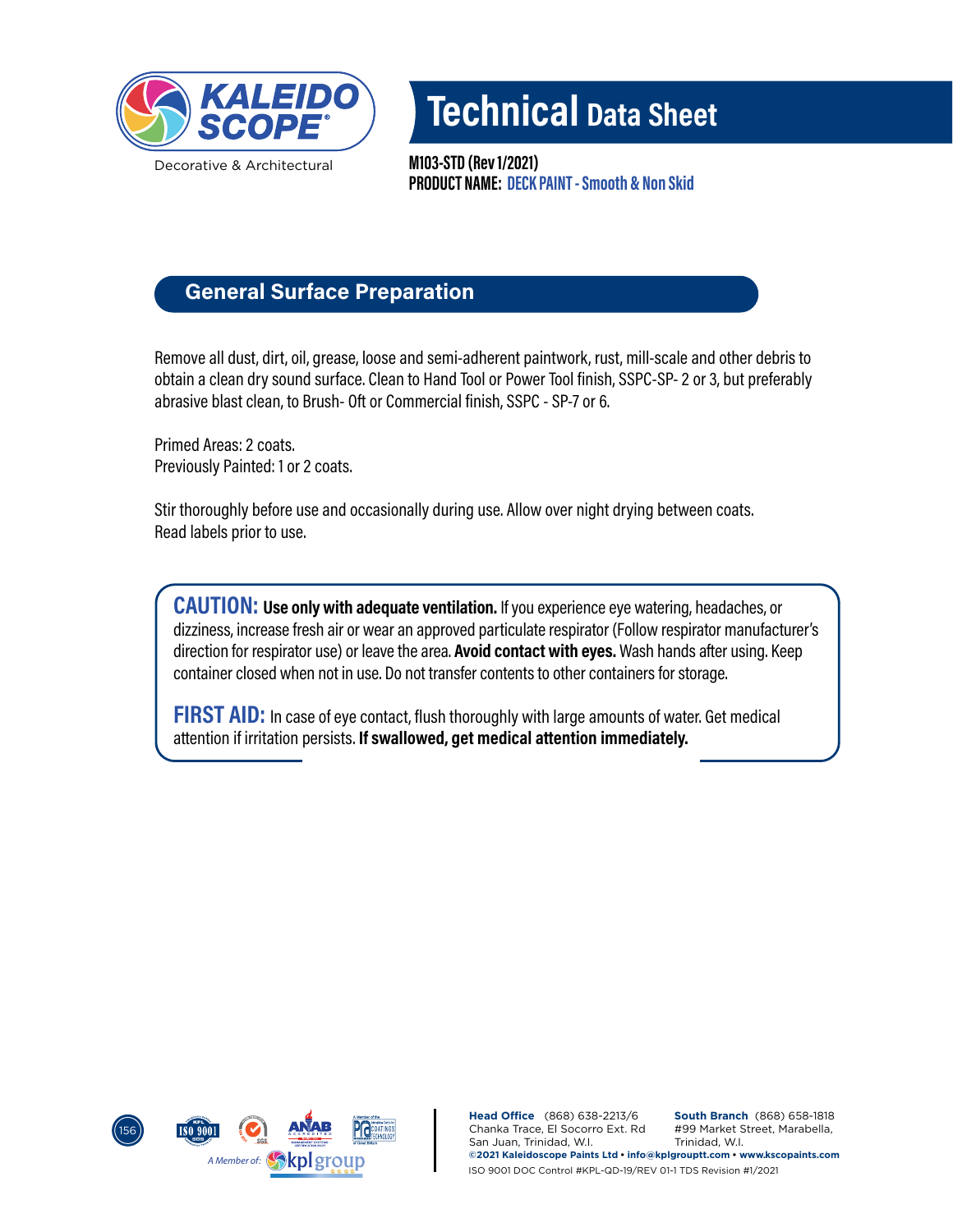# Technical Data Sheet

**M103-STD (Rev 1/2021)**
**PRODUCT NAME: DECK PAINT - Smooth & Non Skid**

## General Surface Preparation

Remove all dust, dirt, oil, grease, loose and semi-adherent paintwork, rust, mill-scale and other debris to obtain a clean dry sound surface. Clean to Hand Tool or Power Tool finish, SSPC-SP- 2 or 3, but preferably abrasive blast clean, to Brush- Oft or Commercial finish, SSPC - SP-7 or 6.

Primed Areas: 2 coats.
Previously Painted: 1 or 2 coats.

Stir thoroughly before use and occasionally during use. Allow over night drying between coats.
Read labels prior to use.

**CAUTION:** **Use only with adequate ventilation.** If you experience eye watering, headaches, or dizziness, increase fresh air or wear an approved particulate respirator (Follow respirator manufacturer's direction for respirator use) or leave the area. **Avoid contact with eyes.** Wash hands after using. Keep container closed when not in use. Do not transfer contents to other containers for storage.

**FIRST AID:** In case of eye contact, flush thoroughly with large amounts of water. Get medical attention if irritation persists. **If swallowed, get medical attention immediately.**

**Head Office** (868) 638-2213/6
Chanka Trace, El Socorro Ext. Rd
San Juan, Trinidad, W.I.

**South Branch** (868) 658-1818
#99 Market Street, Marabella,
Trinidad, W.I.

**©2021 Kaleidoscope Paints Ltd • info@kplgrouptt.com • www.kscopaints.com**
ISO 9001 DOC Control #KPL-QD-19/REV 01-1 TDS Revision #1/2021